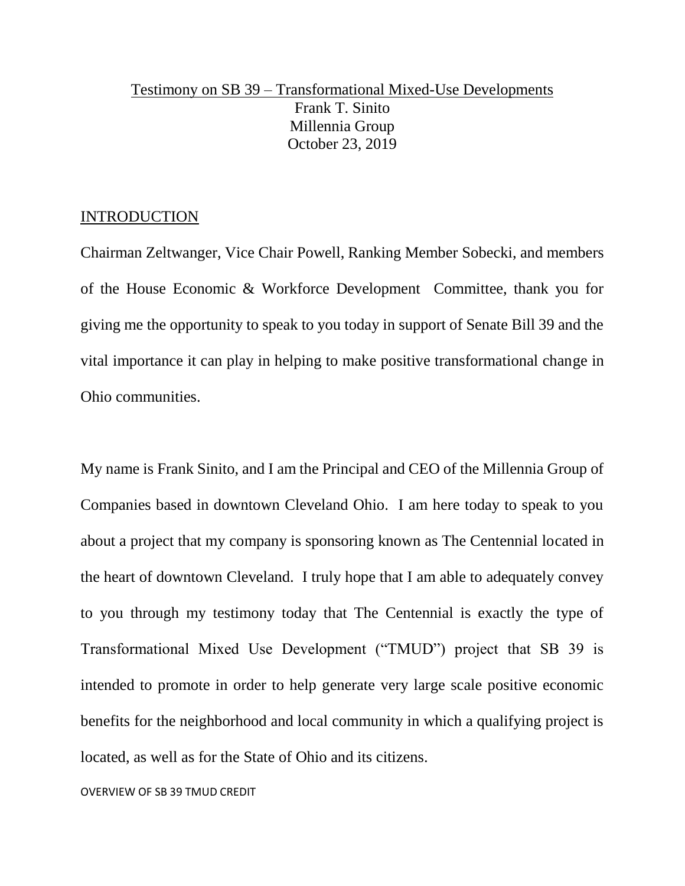Testimony on SB 39 – Transformational Mixed-Use Developments

Frank T. Sinito

Millennia Group

October 23, 2019

## INTRODUCTION

Chairman Zeltwanger, Vice Chair Powell, Ranking Member Sobecki, and members of the House Economic & Workforce Development Committee, thank you for giving me the opportunity to speak to you today in support of Senate Bill 39 and the vital importance it can play in helping to make positive transformational change in Ohio communities.

My name is Frank Sinito, and I am the Principal and CEO of the Millennia Group of Companies based in downtown Cleveland Ohio. I am here today to speak to you about a project that my company is sponsoring known as The Centennial located in the heart of downtown Cleveland. I truly hope that I am able to adequately convey to you through my testimony today that The Centennial is exactly the type of Transformational Mixed Use Development ("TMUD") project that SB 39 is intended to promote in order to help generate very large scale positive economic benefits for the neighborhood and local community in which a qualifying project is located, as well as for the State of Ohio and its citizens.

## OVERVIEW OF SB 39 TMUD CREDIT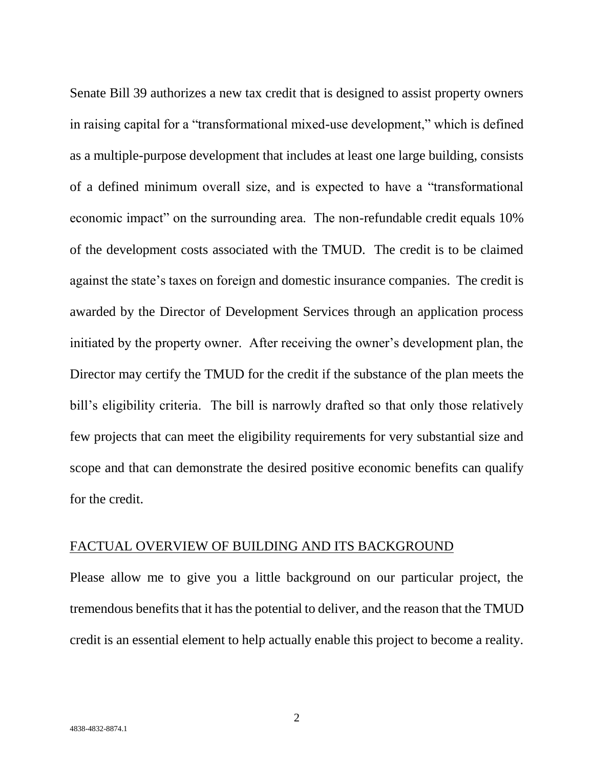Senate Bill 39 authorizes a new tax credit that is designed to assist property owners in raising capital for a "transformational mixed-use development," which is defined as a multiple-purpose development that includes at least one large building, consists of a defined minimum overall size, and is expected to have a "transformational economic impact" on the surrounding area. The non-refundable credit equals 10% of the development costs associated with the TMUD. The credit is to be claimed against the state's taxes on foreign and domestic insurance companies. The credit is awarded by the Director of Development Services through an application process initiated by the property owner. After receiving the owner's development plan, the Director may certify the TMUD for the credit if the substance of the plan meets the bill's eligibility criteria. The bill is narrowly drafted so that only those relatively few projects that can meet the eligibility requirements for very substantial size and scope and that can demonstrate the desired positive economic benefits can qualify for the credit.

## FACTUAL OVERVIEW OF BUILDING AND ITS BACKGROUND

Please allow me to give you a little background on our particular project, the tremendous benefits that it has the potential to deliver, and the reason that the TMUD credit is an essential element to help actually enable this project to become a reality.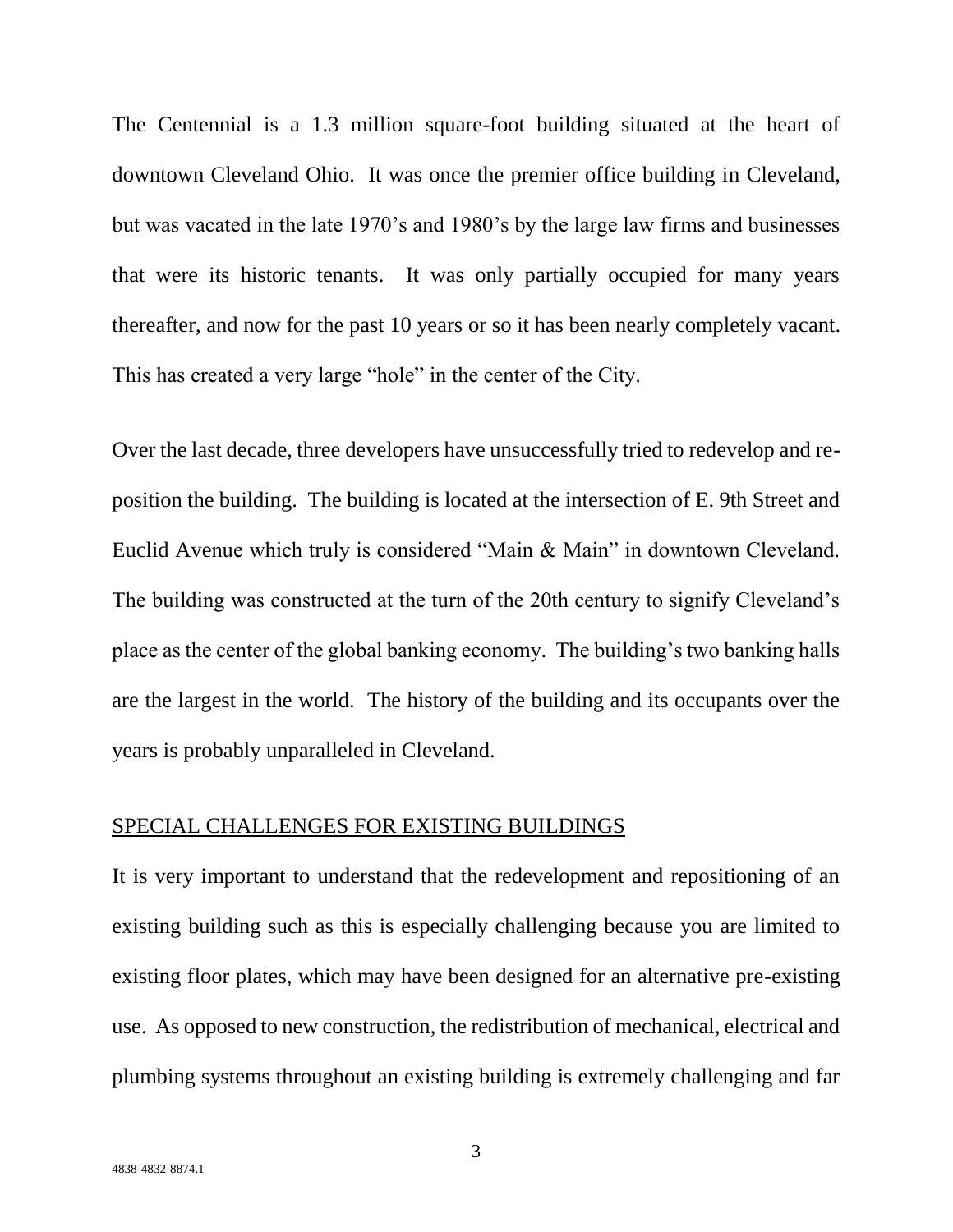The Centennial is a 1.3 million square-foot building situated at the heart of downtown Cleveland Ohio. It was once the premier office building in Cleveland, but was vacated in the late 1970's and 1980's by the large law firms and businesses that were its historic tenants. It was only partially occupied for many years thereafter, and now for the past 10 years or so it has been nearly completely vacant. This has created a very large "hole" in the center of the City.

Over the last decade, three developers have unsuccessfully tried to redevelop and re-position the building. The building is located at the intersection of E. 9th Street and Euclid Avenue which truly is considered "Main & Main" in downtown Cleveland. The building was constructed at the turn of the 20th century to signify Cleveland's place as the center of the global banking economy. The building's two banking halls are the largest in the world. The history of the building and its occupants over the years is probably unparalleled in Cleveland.

## SPECIAL CHALLENGES FOR EXISTING BUILDINGS

It is very important to understand that the redevelopment and repositioning of an existing building such as this is especially challenging because you are limited to existing floor plates, which may have been designed for an alternative pre-existing use. As opposed to new construction, the redistribution of mechanical, electrical and plumbing systems throughout an existing building is extremely challenging and far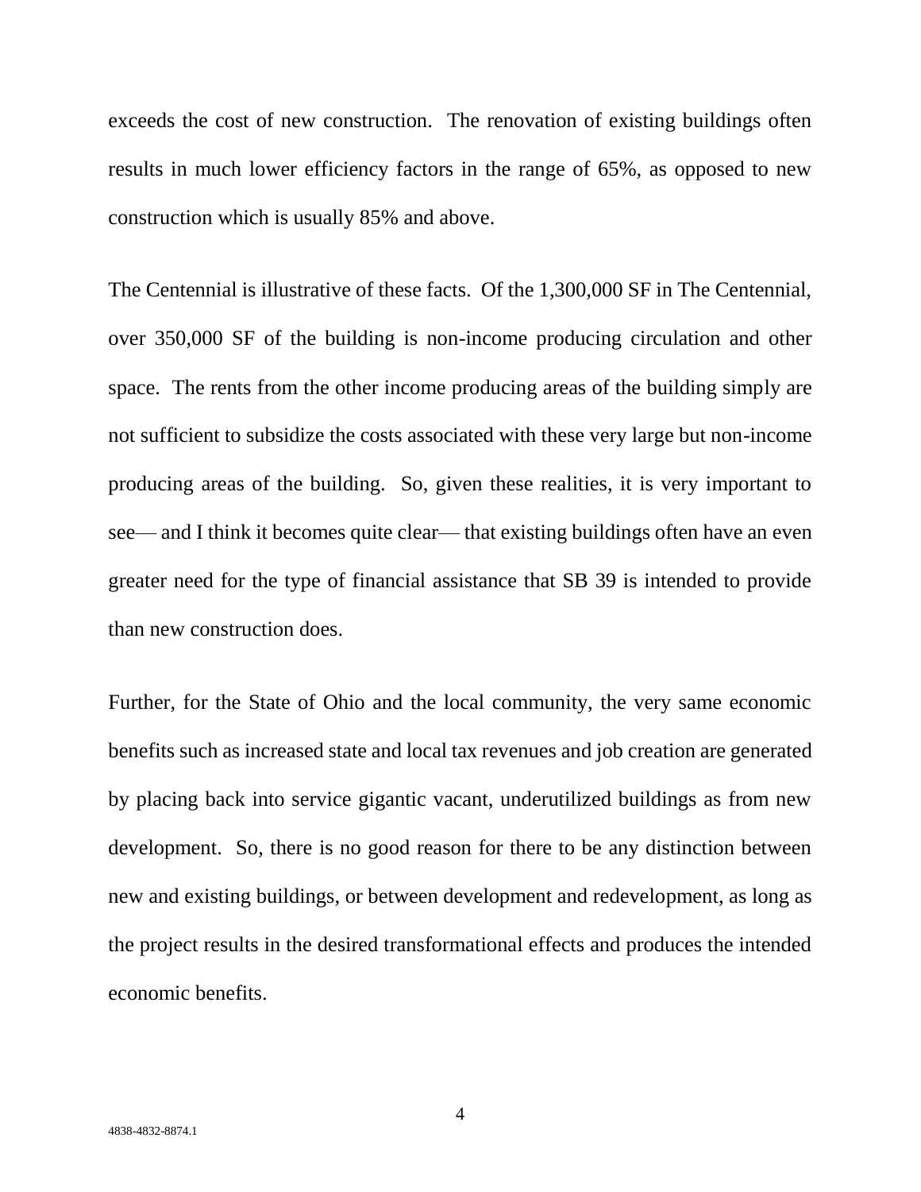exceeds the cost of new construction. The renovation of existing buildings often results in much lower efficiency factors in the range of 65%, as opposed to new construction which is usually 85% and above.

The Centennial is illustrative of these facts. Of the 1,300,000 SF in The Centennial, over 350,000 SF of the building is non-income producing circulation and other space. The rents from the other income producing areas of the building simply are not sufficient to subsidize the costs associated with these very large but non-income producing areas of the building. So, given these realities, it is very important to see— and I think it becomes quite clear— that existing buildings often have an even greater need for the type of financial assistance that SB 39 is intended to provide than new construction does.

Further, for the State of Ohio and the local community, the very same economic benefits such as increased state and local tax revenues and job creation are generated by placing back into service gigantic vacant, underutilized buildings as from new development. So, there is no good reason for there to be any distinction between new and existing buildings, or between development and redevelopment, as long as the project results in the desired transformational effects and produces the intended economic benefits.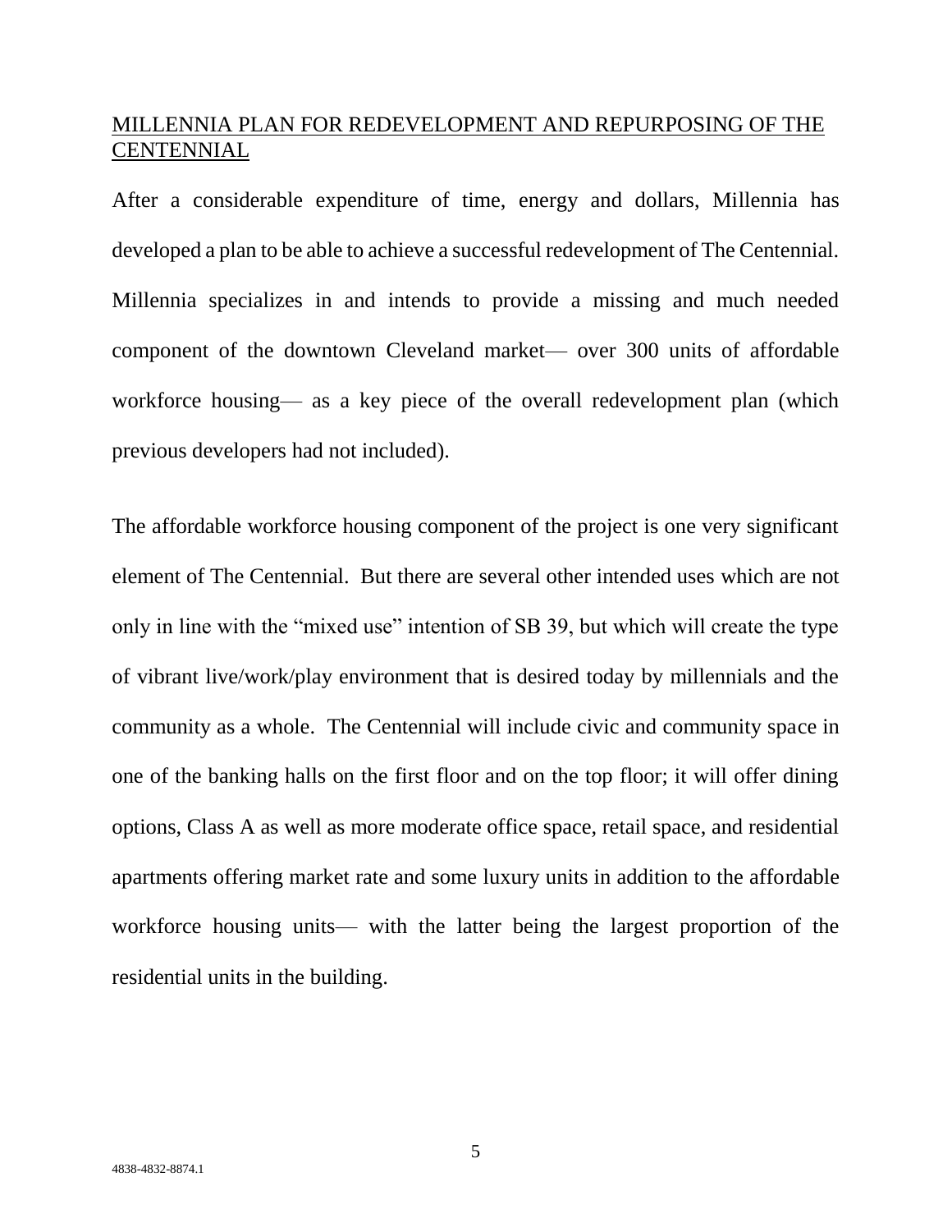## MILLENNIA PLAN FOR REDEVELOPMENT AND REPURPOSING OF THE CENTENNIAL

After a considerable expenditure of time, energy and dollars, Millennia has developed a plan to be able to achieve a successful redevelopment of The Centennial. Millennia specializes in and intends to provide a missing and much needed component of the downtown Cleveland market— over 300 units of affordable workforce housing— as a key piece of the overall redevelopment plan (which previous developers had not included).

The affordable workforce housing component of the project is one very significant element of The Centennial. But there are several other intended uses which are not only in line with the "mixed use" intention of SB 39, but which will create the type of vibrant live/work/play environment that is desired today by millennials and the community as a whole. The Centennial will include civic and community space in one of the banking halls on the first floor and on the top floor; it will offer dining options, Class A as well as more moderate office space, retail space, and residential apartments offering market rate and some luxury units in addition to the affordable workforce housing units— with the latter being the largest proportion of the residential units in the building.

4838-4832-8874.1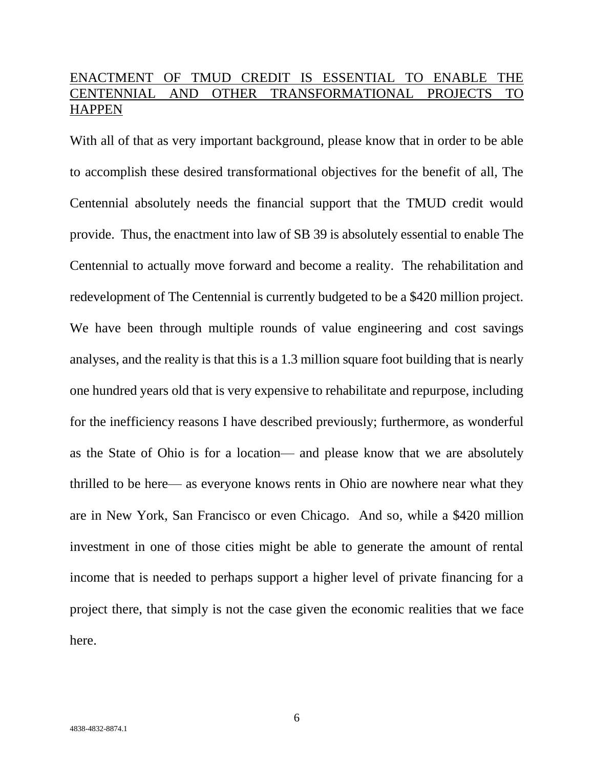## ENACTMENT OF TMUD CREDIT IS ESSENTIAL TO ENABLE THE CENTENNIAL AND OTHER TRANSFORMATIONAL PROJECTS TO HAPPEN

With all of that as very important background, please know that in order to be able to accomplish these desired transformational objectives for the benefit of all, The Centennial absolutely needs the financial support that the TMUD credit would provide. Thus, the enactment into law of SB 39 is absolutely essential to enable The Centennial to actually move forward and become a reality. The rehabilitation and redevelopment of The Centennial is currently budgeted to be a $420 million project. We have been through multiple rounds of value engineering and cost savings analyses, and the reality is that this is a 1.3 million square foot building that is nearly one hundred years old that is very expensive to rehabilitate and repurpose, including for the inefficiency reasons I have described previously; furthermore, as wonderful as the State of Ohio is for a location— and please know that we are absolutely thrilled to be here— as everyone knows rents in Ohio are nowhere near what they are in New York, San Francisco or even Chicago. And so, while a $420 million investment in one of those cities might be able to generate the amount of rental income that is needed to perhaps support a higher level of private financing for a project there, that simply is not the case given the economic realities that we face here.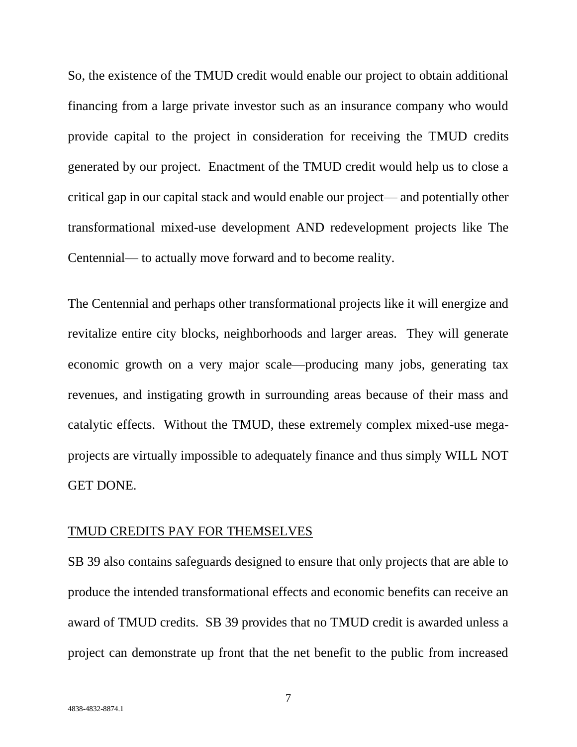So, the existence of the TMUD credit would enable our project to obtain additional financing from a large private investor such as an insurance company who would provide capital to the project in consideration for receiving the TMUD credits generated by our project. Enactment of the TMUD credit would help us to close a critical gap in our capital stack and would enable our project— and potentially other transformational mixed-use development AND redevelopment projects like The Centennial— to actually move forward and to become reality.

The Centennial and perhaps other transformational projects like it will energize and revitalize entire city blocks, neighborhoods and larger areas. They will generate economic growth on a very major scale—producing many jobs, generating tax revenues, and instigating growth in surrounding areas because of their mass and catalytic effects. Without the TMUD, these extremely complex mixed-use mega-projects are virtually impossible to adequately finance and thus simply WILL NOT GET DONE.

<u>TMUD CREDITS PAY FOR THEMSELVES</u>

SB 39 also contains safeguards designed to ensure that only projects that are able to produce the intended transformational effects and economic benefits can receive an award of TMUD credits. SB 39 provides that no TMUD credit is awarded unless a project can demonstrate up front that the net benefit to the public from increased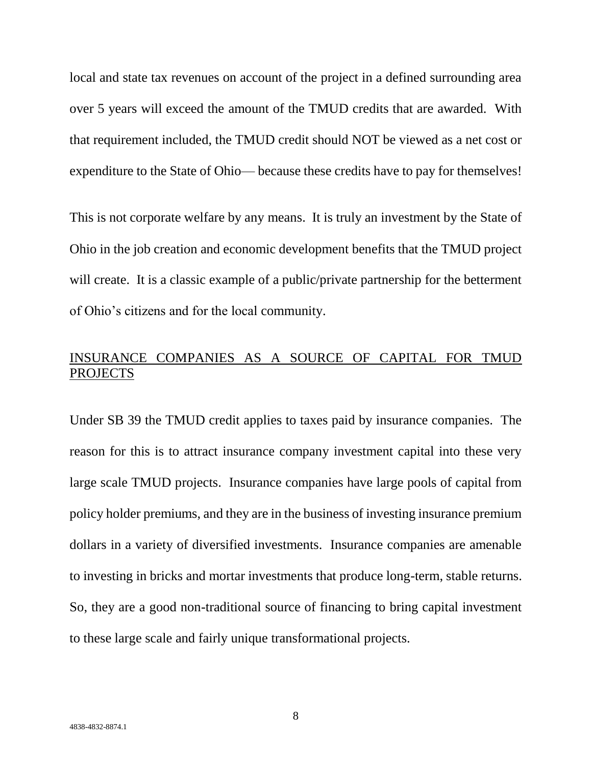local and state tax revenues on account of the project in a defined surrounding area over 5 years will exceed the amount of the TMUD credits that are awarded. With that requirement included, the TMUD credit should NOT be viewed as a net cost or expenditure to the State of Ohio— because these credits have to pay for themselves!

This is not corporate welfare by any means. It is truly an investment by the State of Ohio in the job creation and economic development benefits that the TMUD project will create. It is a classic example of a public/private partnership for the betterment of Ohio's citizens and for the local community.

<u>INSURANCE COMPANIES AS A SOURCE OF CAPITAL FOR TMUD PROJECTS</u>

Under SB 39 the TMUD credit applies to taxes paid by insurance companies. The reason for this is to attract insurance company investment capital into these very large scale TMUD projects. Insurance companies have large pools of capital from policy holder premiums, and they are in the business of investing insurance premium dollars in a variety of diversified investments. Insurance companies are amenable to investing in bricks and mortar investments that produce long-term, stable returns. So, they are a good non-traditional source of financing to bring capital investment to these large scale and fairly unique transformational projects.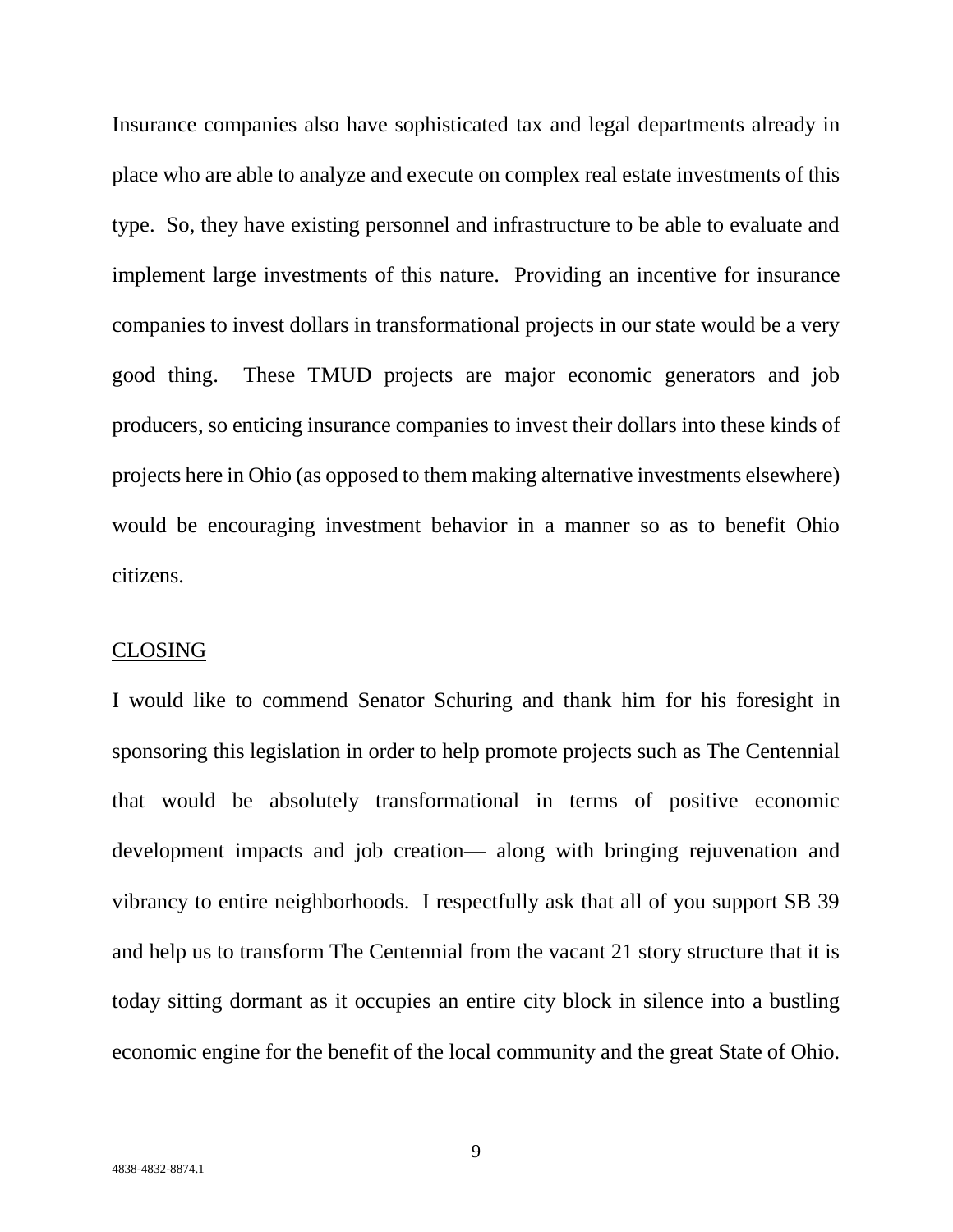Insurance companies also have sophisticated tax and legal departments already in place who are able to analyze and execute on complex real estate investments of this type. So, they have existing personnel and infrastructure to be able to evaluate and implement large investments of this nature. Providing an incentive for insurance companies to invest dollars in transformational projects in our state would be a very good thing. These TMUD projects are major economic generators and job producers, so enticing insurance companies to invest their dollars into these kinds of projects here in Ohio (as opposed to them making alternative investments elsewhere) would be encouraging investment behavior in a manner so as to benefit Ohio citizens.

## CLOSING

I would like to commend Senator Schuring and thank him for his foresight in sponsoring this legislation in order to help promote projects such as The Centennial that would be absolutely transformational in terms of positive economic development impacts and job creation— along with bringing rejuvenation and vibrancy to entire neighborhoods. I respectfully ask that all of you support SB 39 and help us to transform The Centennial from the vacant 21 story structure that it is today sitting dormant as it occupies an entire city block in silence into a bustling economic engine for the benefit of the local community and the great State of Ohio.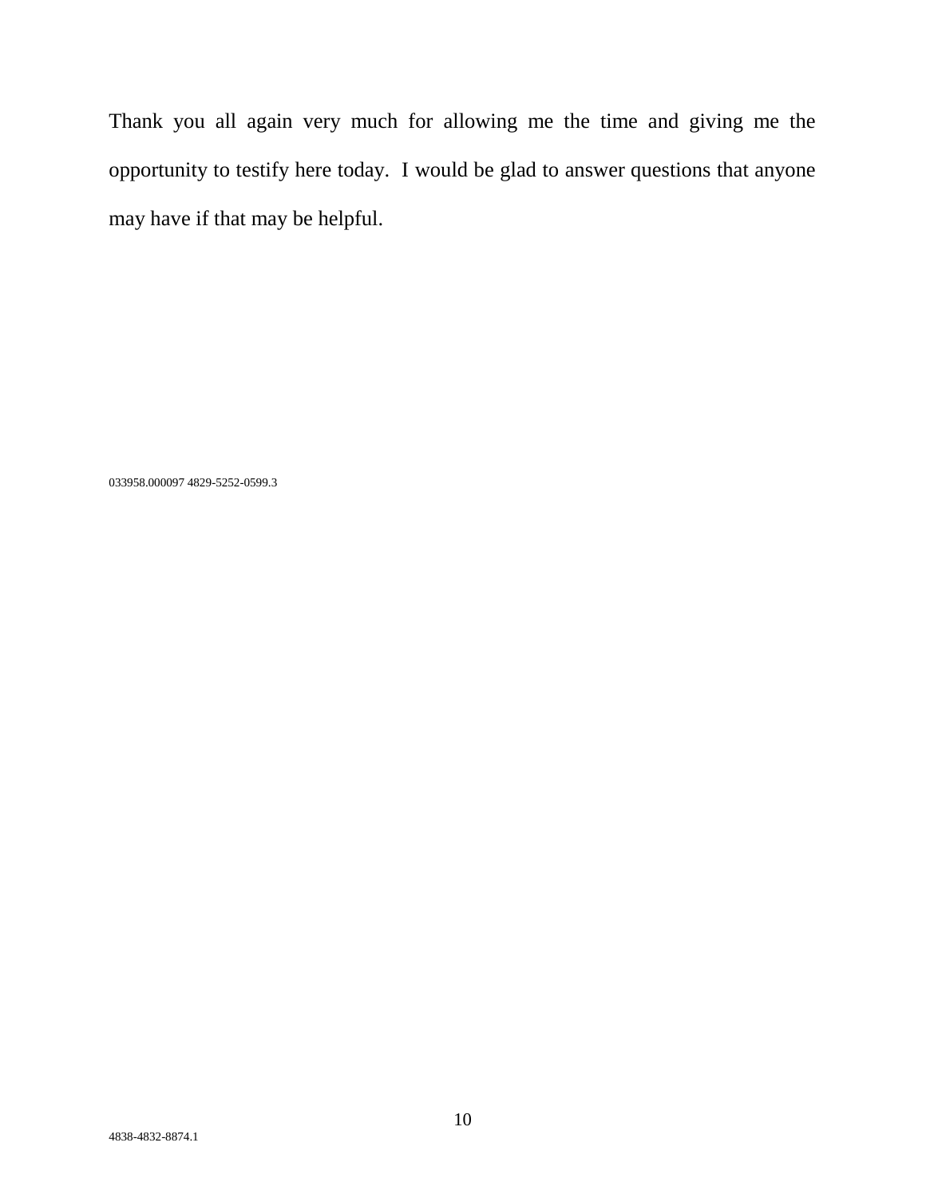Thank you all again very much for allowing me the time and giving me the opportunity to testify here today. I would be glad to answer questions that anyone may have if that may be helpful.

033958.000097 4829-5252-0599.3

4838-4832-8874.1